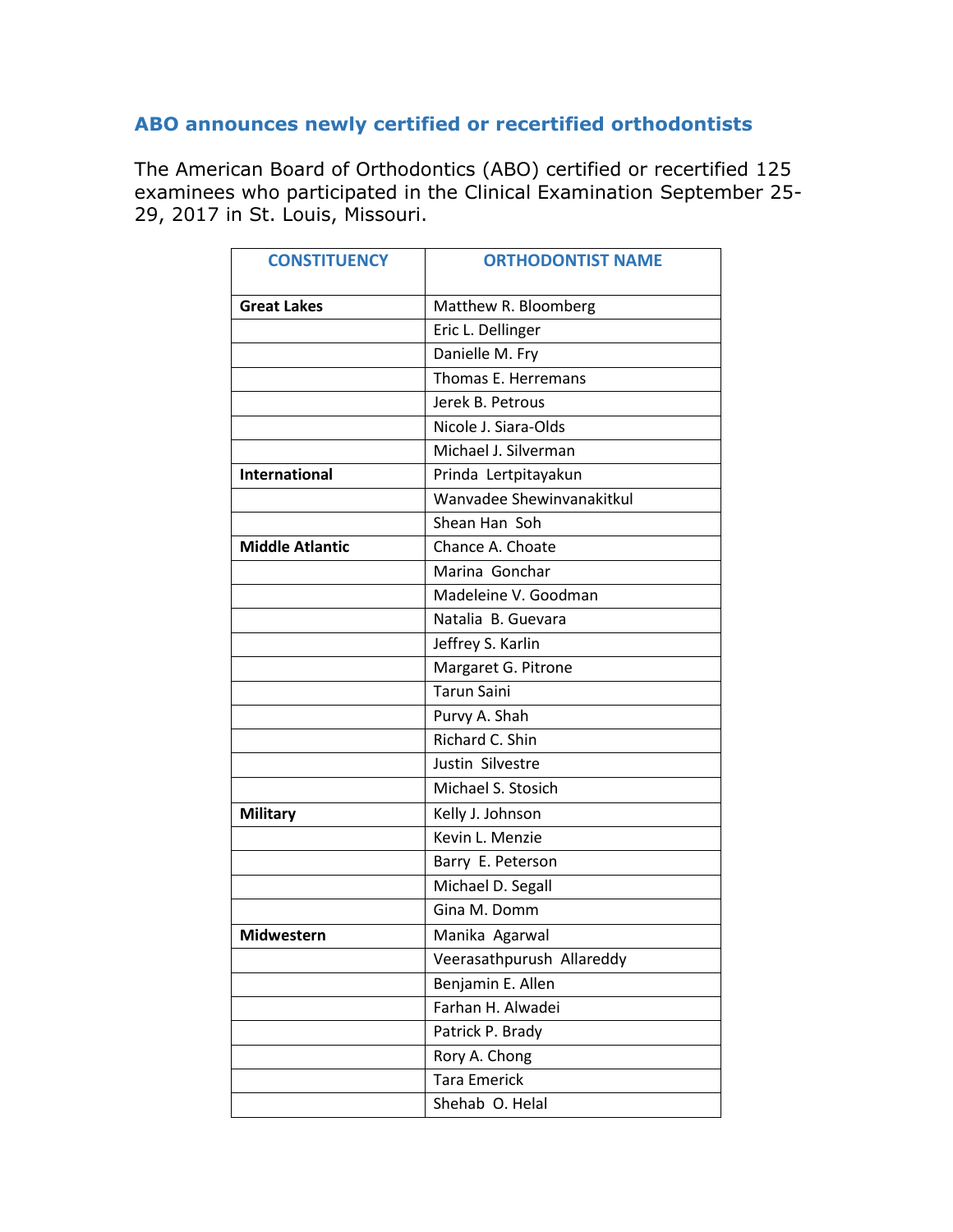## ABO announces newly certified or recertified orthodontists

The American Board of Orthodontics (ABO) certified or recertified 125 examinees who participated in the Clinical Examination September 25-29, 2017 in St. Louis, Missouri.

| CONSTITUENCY | ORTHODONTIST NAME |
|---|---|
| **Great Lakes** | Matthew R. Bloomberg |
| | Eric L. Dellinger |
| | Danielle M. Fry |
| | Thomas E. Herremans |
| | Jerek B. Petrous |
| | Nicole J. Siara-Olds |
| | Michael J. Silverman |
| **International** | Prinda Lertpitayakun |
| | Wanvadee Shewinvanakitkul |
| | Shean Han Soh |
| **Middle Atlantic** | Chance A. Choate |
| | Marina Gonchar |
| | Madeleine V. Goodman |
| | Natalia B. Guevara |
| | Jeffrey S. Karlin |
| | Margaret G. Pitrone |
| | Tarun Saini |
| | Purvy A. Shah |
| | Richard C. Shin |
| | Justin Silvestre |
| | Michael S. Stosich |
| **Military** | Kelly J. Johnson |
| | Kevin L. Menzie |
| | Barry E. Peterson |
| | Michael D. Segall |
| | Gina M. Domm |
| **Midwestern** | Manika Agarwal |
| | Veerasathpurush Allareddy |
| | Benjamin E. Allen |
| | Farhan H. Alwadei |
| | Patrick P. Brady |
| | Rory A. Chong |
| | Tara Emerick |
| | Shehab O. Helal |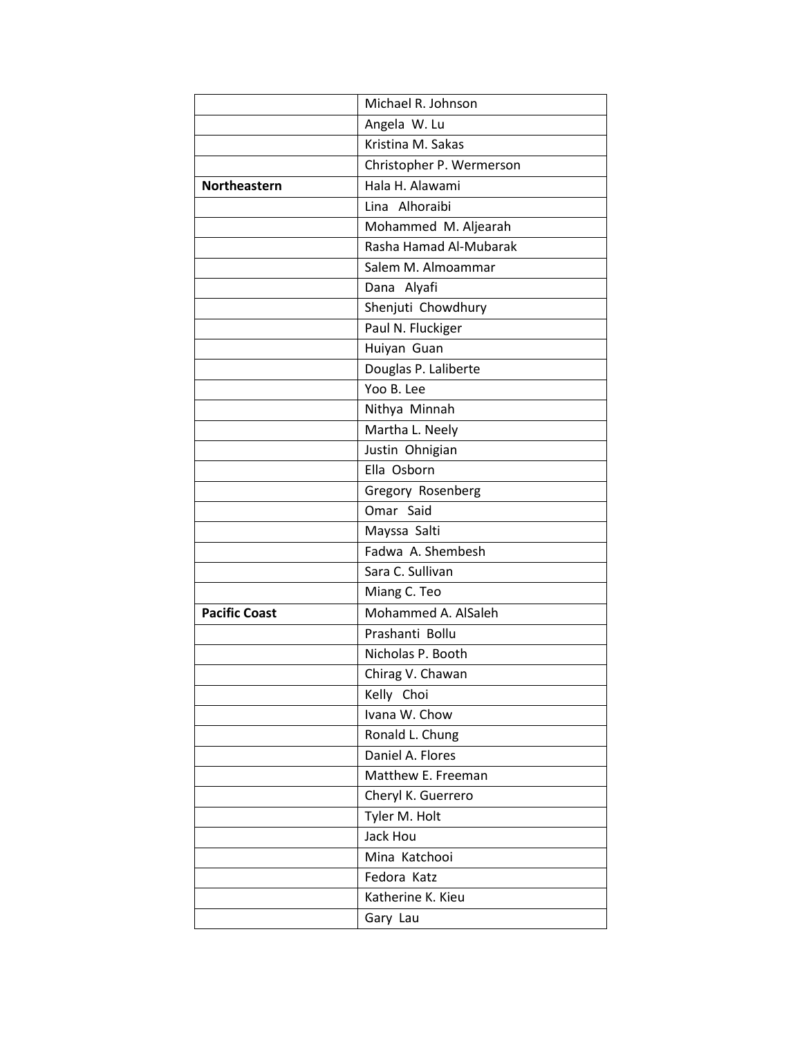| | |
|---|---|
| | Michael R. Johnson |
| | Angela W. Lu |
| | Kristina M. Sakas |
| | Christopher P. Wermerson |
| **Northeastern** | Hala H. Alawami |
| | Lina Alhoraibi |
| | Mohammed M. Aljearah |
| | Rasha Hamad Al-Mubarak |
| | Salem M. Almoammar |
| | Dana Alyafi |
| | Shenjuti Chowdhury |
| | Paul N. Fluckiger |
| | Huiyan Guan |
| | Douglas P. Laliberte |
| | Yoo B. Lee |
| | Nithya Minnah |
| | Martha L. Neely |
| | Justin Ohnigian |
| | Ella Osborn |
| | Gregory Rosenberg |
| | Omar Said |
| | Mayssa Salti |
| | Fadwa A. Shembesh |
| | Sara C. Sullivan |
| | Miang C. Teo |
| **Pacific Coast** | Mohammed A. AlSaleh |
| | Prashanti Bollu |
| | Nicholas P. Booth |
| | Chirag V. Chawan |
| | Kelly Choi |
| | Ivana W. Chow |
| | Ronald L. Chung |
| | Daniel A. Flores |
| | Matthew E. Freeman |
| | Cheryl K. Guerrero |
| | Tyler M. Holt |
| | Jack Hou |
| | Mina Katchooi |
| | Fedora Katz |
| | Katherine K. Kieu |
| | Gary Lau |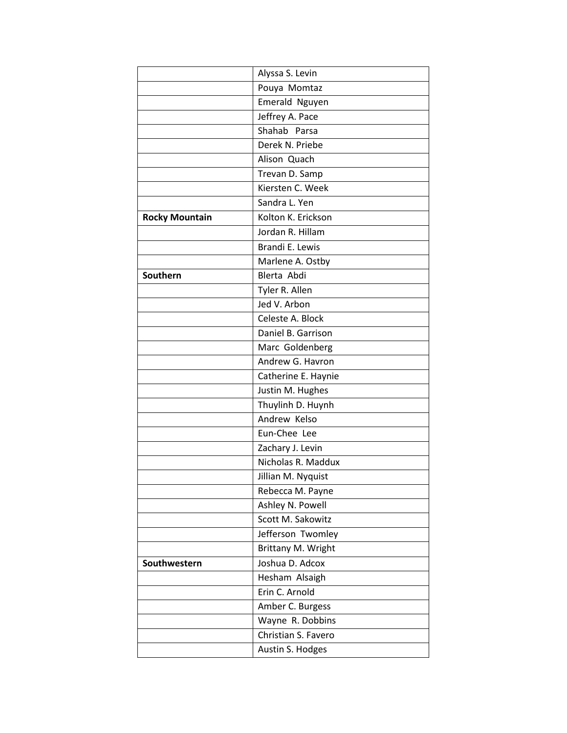| | |
|---|---|
| | Alyssa S. Levin |
| | Pouya  Momtaz |
| | Emerald  Nguyen |
| | Jeffrey A. Pace |
| | Shahab   Parsa |
| | Derek N. Priebe |
| | Alison  Quach |
| | Trevan D. Samp |
| | Kiersten C. Week |
| | Sandra L. Yen |
| **Rocky Mountain** | Kolton K. Erickson |
| | Jordan R. Hillam |
| | Brandi E. Lewis |
| | Marlene A. Ostby |
| **Southern** | Blerta  Abdi |
| | Tyler R. Allen |
| | Jed V. Arbon |
| | Celeste A. Block |
| | Daniel B. Garrison |
| | Marc  Goldenberg |
| | Andrew G. Havron |
| | Catherine E. Haynie |
| | Justin M. Hughes |
| | Thuylinh D. Huynh |
| | Andrew  Kelso |
| | Eun-Chee  Lee |
| | Zachary J. Levin |
| | Nicholas R. Maddux |
| | Jillian M. Nyquist |
| | Rebecca M. Payne |
| | Ashley N. Powell |
| | Scott M. Sakowitz |
| | Jefferson  Twomley |
| | Brittany M. Wright |
| **Southwestern** | Joshua D. Adcox |
| | Hesham  Alsaigh |
| | Erin C. Arnold |
| | Amber C. Burgess |
| | Wayne  R. Dobbins |
| | Christian S. Favero |
| | Austin S. Hodges |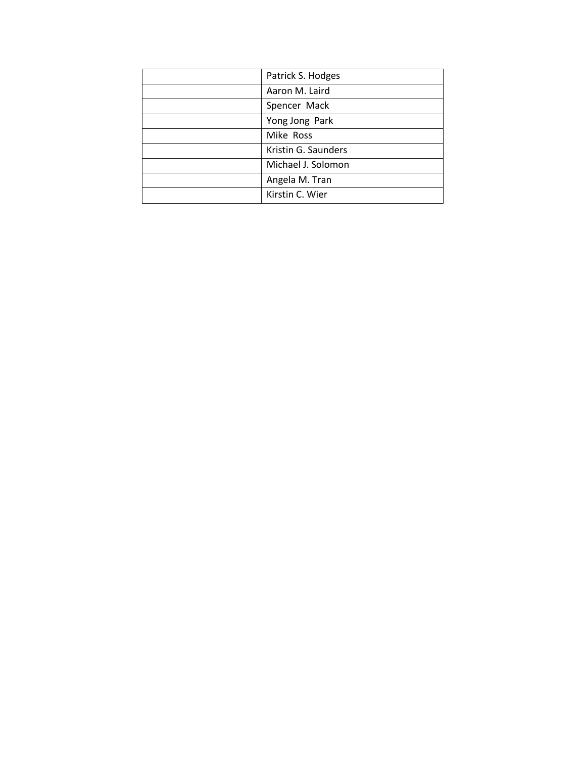| | |
|---|---|
| | Patrick S. Hodges |
| | Aaron M. Laird |
| | Spencer  Mack |
| | Yong Jong  Park |
| | Mike  Ross |
| | Kristin G. Saunders |
| | Michael J. Solomon |
| | Angela M. Tran |
| | Kirstin C. Wier |